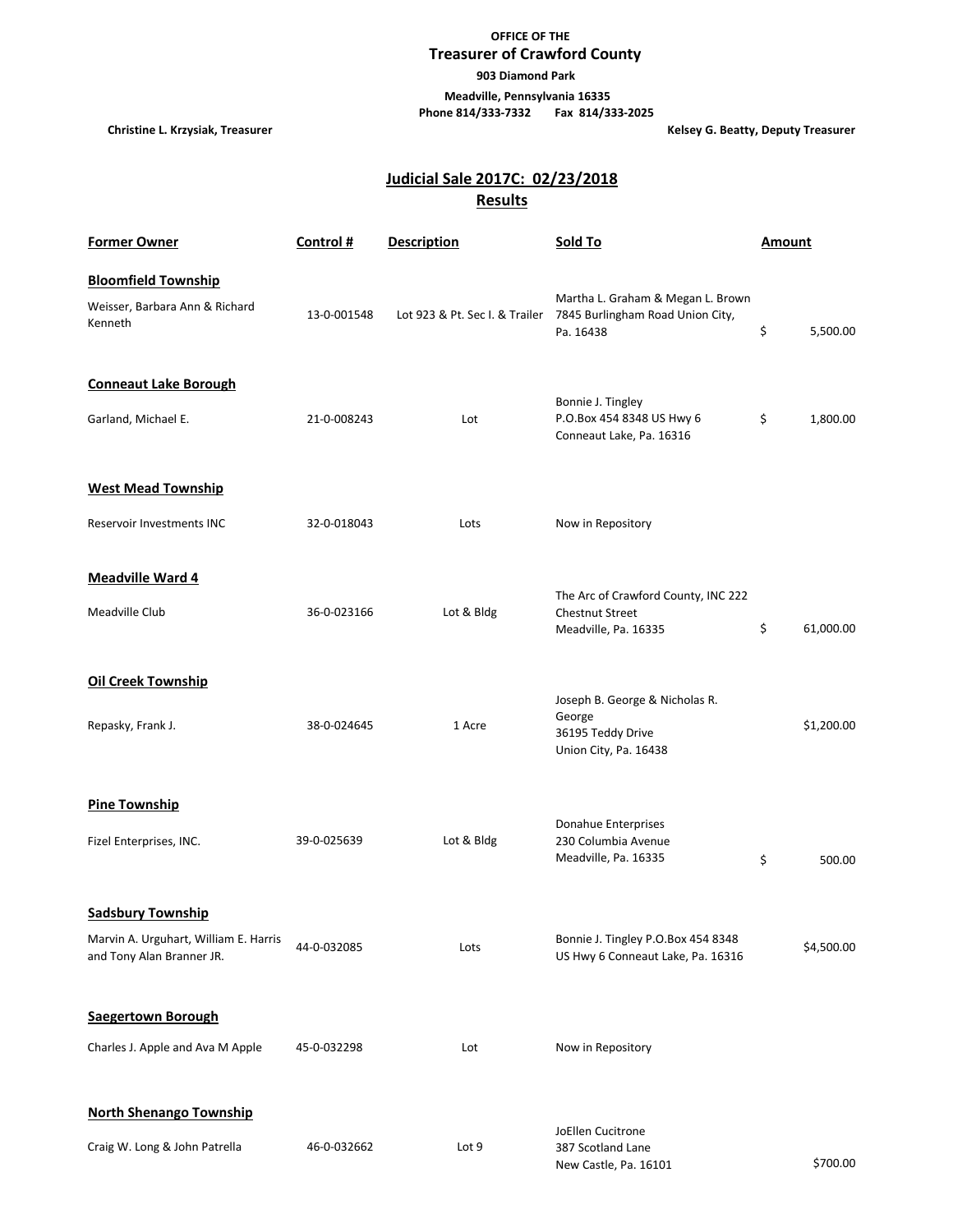**OFFICE OF THE**

## Treasurer of Crawford County

**903 Diamond Park**

**Meadville, Pennsylvania 16335**

**Phone 814/333-7332 Fax 814/333-2025**

**Christine L. Krzysiak, Treasurer** **Kelsey G. Beatty, Deputy Treasurer**

## Judicial Sale 2017C: 02/23/2018

## Results

| Former Owner | Control # | Description | Sold To | Amount |
|---|---|---|---|---|
| **Bloomfield Township** | | | | |
| Weisser, Barbara Ann & Richard Kenneth | 13-0-001548 | Lot 923 & Pt. Sec I. & Trailer | Martha L. Graham & Megan L. Brown 7845 Burlingham Road Union City, Pa. 16438 | $ 5,500.00 |
| **Conneaut Lake Borough** | | | | |
| Garland, Michael E. | 21-0-008243 | Lot | Bonnie J. Tingley P.O.Box 454 8348 US Hwy 6 Conneaut Lake, Pa. 16316 | $ 1,800.00 |
| **West Mead Township** | | | | |
| Reservoir Investments INC | 32-0-018043 | Lots | Now in Repository | |
| **Meadville Ward 4** | | | | |
| Meadville Club | 36-0-023166 | Lot & Bldg | The Arc of Crawford County, INC 222 Chestnut Street Meadville, Pa. 16335 | $ 61,000.00 |
| **Oil Creek Township** | | | | |
| Repasky, Frank J. | 38-0-024645 | 1 Acre | Joseph B. George & Nicholas R. George 36195 Teddy Drive Union City, Pa. 16438 | $1,200.00 |
| **Pine Township** | | | | |
| Fizel Enterprises, INC. | 39-0-025639 | Lot & Bldg | Donahue Enterprises 230 Columbia Avenue Meadville, Pa. 16335 | $ 500.00 |
| **Sadsbury Township** | | | | |
| Marvin A. Urguhart, William E. Harris and Tony Alan Branner JR. | 44-0-032085 | Lots | Bonnie J. Tingley P.O.Box 454 8348 US Hwy 6 Conneaut Lake, Pa. 16316 | $4,500.00 |
| **Saegertown Borough** | | | | |
| Charles J. Apple and Ava M Apple | 45-0-032298 | Lot | Now in Repository | |
| **North Shenango Township** | | | | |
| Craig W. Long & John Patrella | 46-0-032662 | Lot 9 | JoEllen Cucitrone 387 Scotland Lane New Castle, Pa. 16101 | $700.00 |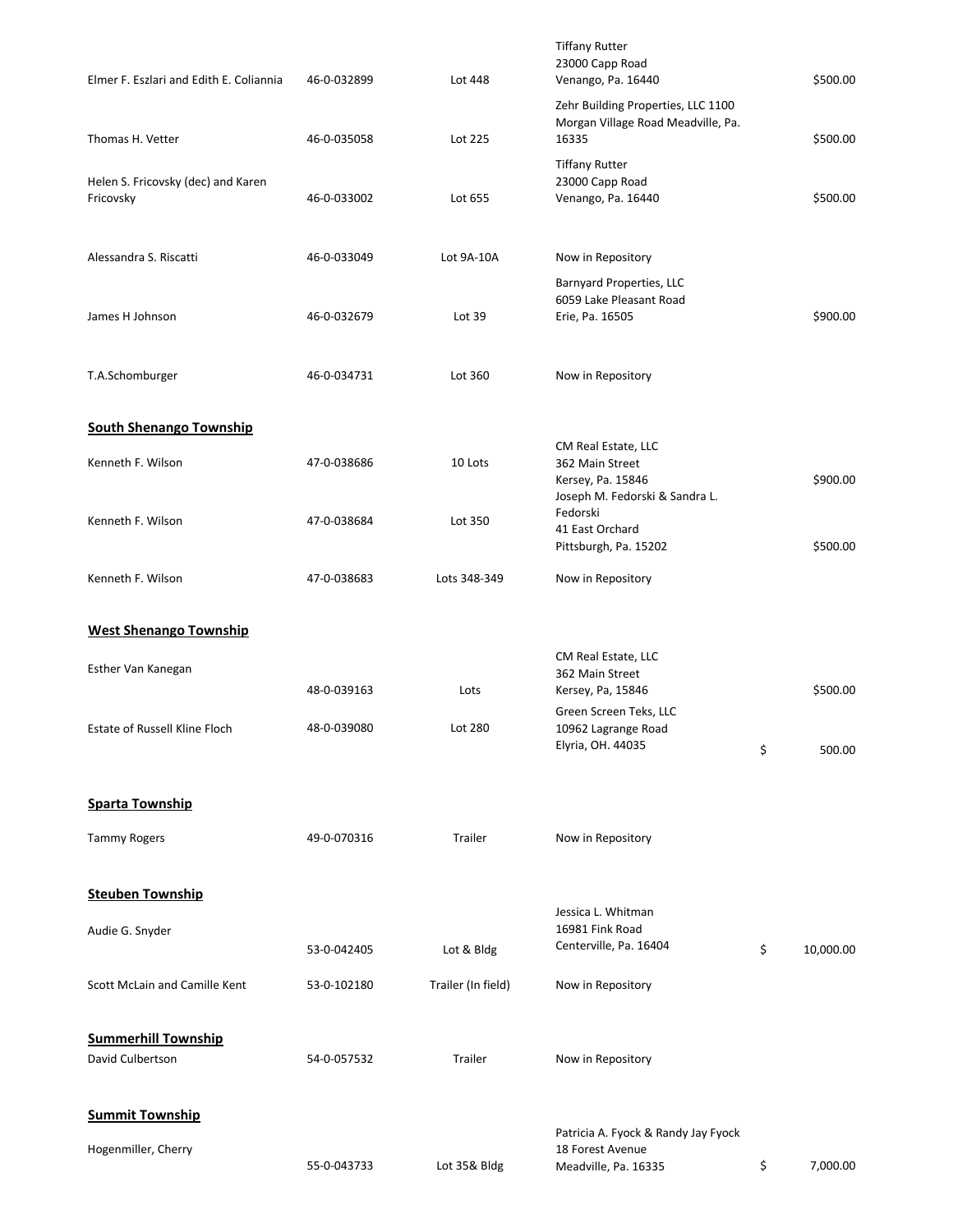| | | | | |
|---|---|---|---|---|
| Elmer F. Eszlari and Edith E. Coliannia | 46-0-032899 | Lot 448 | Tiffany Rutter<br>23000 Capp Road<br>Venango, Pa. 16440 | $500.00 |
| Thomas H. Vetter | 46-0-035058 | Lot 225 | Zehr Building Properties, LLC 1100 Morgan Village Road Meadville, Pa. 16335 | $500.00 |
| Helen S. Fricovsky (dec) and Karen Fricovsky | 46-0-033002 | Lot 655 | Tiffany Rutter<br>23000 Capp Road<br>Venango, Pa. 16440 | $500.00 |
| Alessandra S. Riscatti | 46-0-033049 | Lot 9A-10A | Now in Repository | |
| James H Johnson | 46-0-032679 | Lot 39 | Barnyard Properties, LLC<br>6059 Lake Pleasant Road<br>Erie, Pa. 16505 | $900.00 |
| T.A.Schomburger | 46-0-034731 | Lot 360 | Now in Repository | |

**South Shenango Township**

| | | | | |
|---|---|---|---|---|
| Kenneth F. Wilson | 47-0-038686 | 10 Lots | CM Real Estate, LLC<br>362 Main Street<br>Kersey, Pa. 15846 | $900.00 |
| Kenneth F. Wilson | 47-0-038684 | Lot 350 | Joseph M. Fedorski & Sandra L. Fedorski<br>41 East Orchard<br>Pittsburgh, Pa. 15202 | $500.00 |
| Kenneth F. Wilson | 47-0-038683 | Lots 348-349 | Now in Repository | |

**West Shenango Township**

| | | | | |
|---|---|---|---|---|
| Esther Van Kanegan | 48-0-039163 | Lots | CM Real Estate, LLC<br>362 Main Street<br>Kersey, Pa, 15846 | $500.00 |
| Estate of Russell Kline Floch | 48-0-039080 | Lot 280 | Green Screen Teks, LLC<br>10962 Lagrange Road<br>Elyria, OH. 44035 | $ 500.00 |

**Sparta Township**

| | | | | |
|---|---|---|---|---|
| Tammy Rogers | 49-0-070316 | Trailer | Now in Repository | |

**Steuben Township**

| | | | | |
|---|---|---|---|---|
| Audie G. Snyder | 53-0-042405 | Lot & Bldg | Jessica L. Whitman<br>16981 Fink Road<br>Centerville, Pa. 16404 | $ 10,000.00 |
| Scott McLain and Camille Kent | 53-0-102180 | Trailer (In field) | Now in Repository | |

**Summerhill Township**

| | | | | |
|---|---|---|---|---|
| David Culbertson | 54-0-057532 | Trailer | Now in Repository | |

**Summit Township**

| | | | | |
|---|---|---|---|---|
| Hogenmiller, Cherry | 55-0-043733 | Lot 35& Bldg | Patricia A. Fyock & Randy Jay Fyock<br>18 Forest Avenue<br>Meadville, Pa. 16335 | $ 7,000.00 |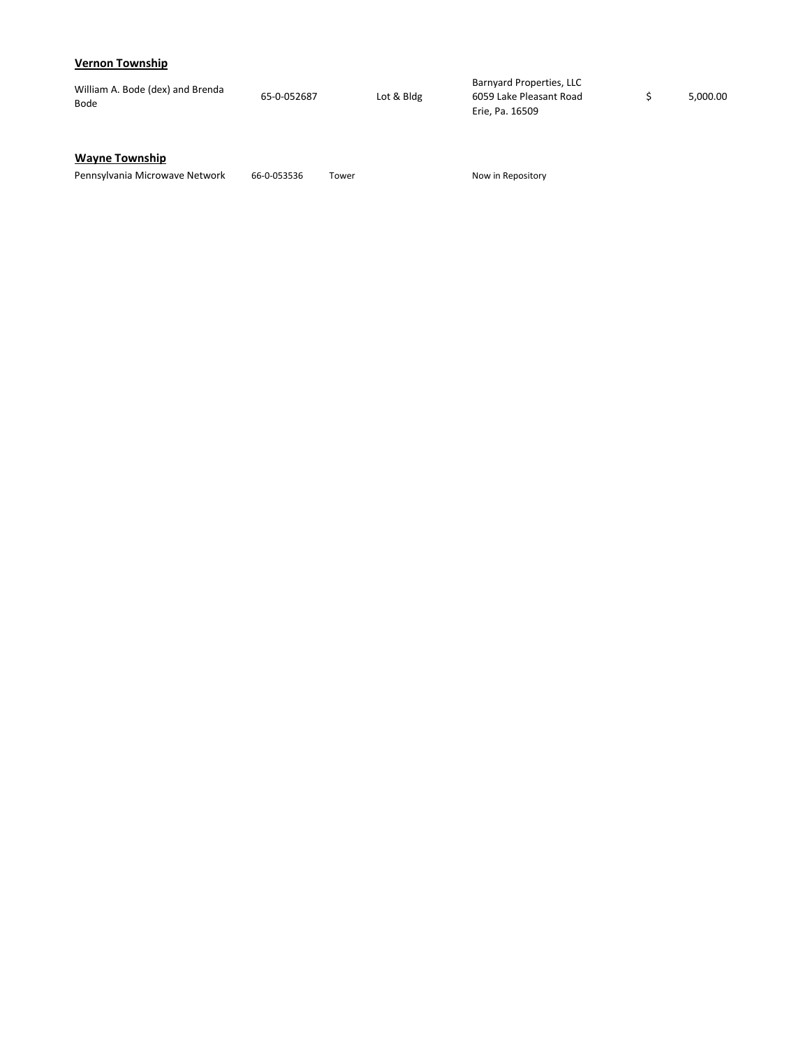**Vernon Township**

| | | | | | |
|---|---|---|---|---|---|
| William A. Bode (dex) and Brenda Bode | 65-0-052687 | Lot & Bldg | Barnyard Properties, LLC<br>6059 Lake Pleasant Road<br>Erie, Pa. 16509 | $ | 5,000.00 |

**Wayne Township**

| | | | | | |
|---|---|---|---|---|---|
| Pennsylvania Microwave Network | 66-0-053536 | Tower | Now in Repository | | |